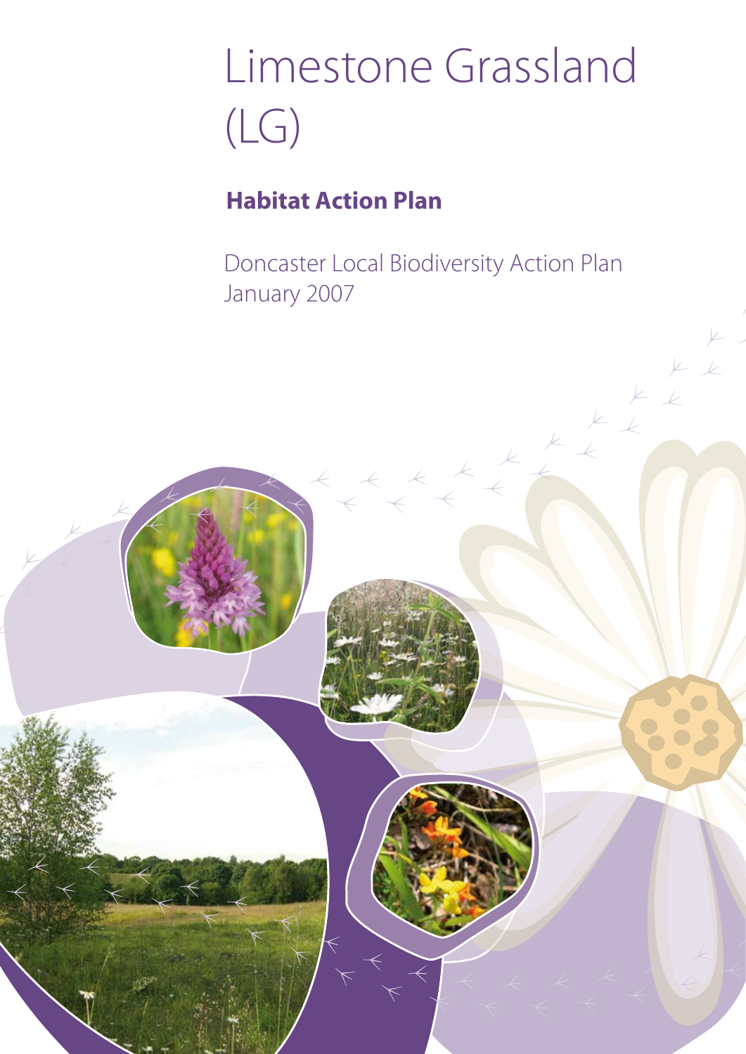# Limestone Grassland (LG)

## Habitat Action Plan

Doncaster Local Biodiversity Action Plan
January 2007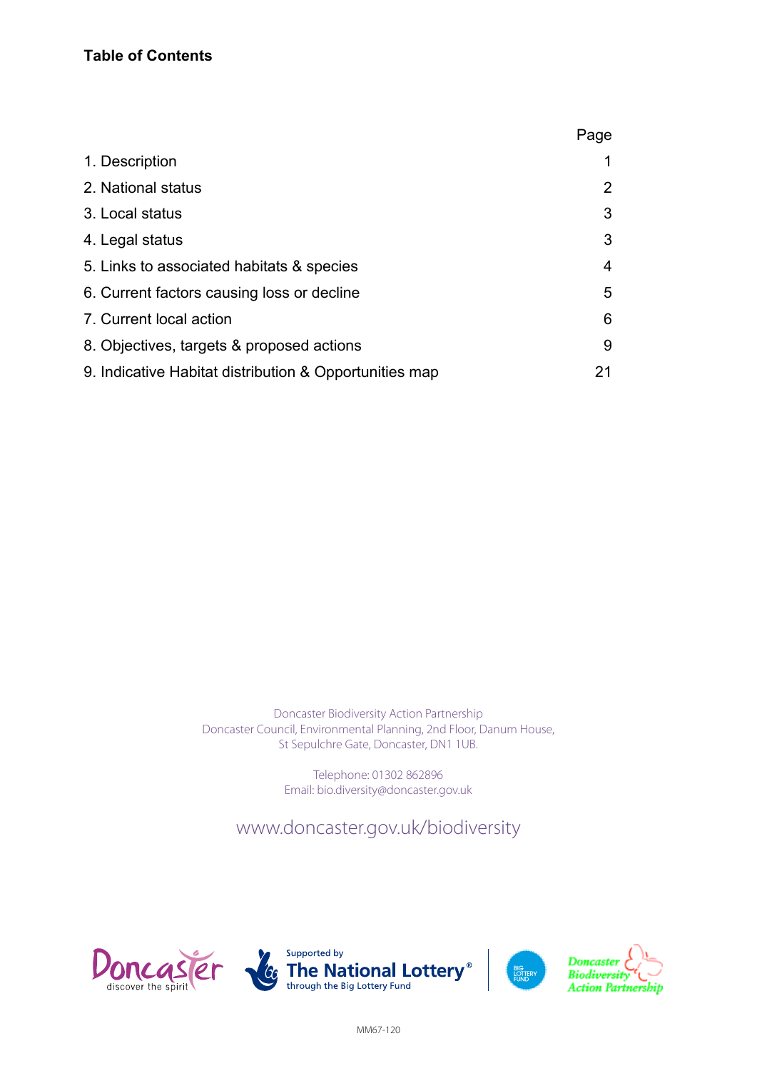**Table of Contents**

| | Page |
|---|---|
| 1. Description | 1 |
| 2. National status | 2 |
| 3. Local status | 3 |
| 4. Legal status | 3 |
| 5. Links to associated habitats & species | 4 |
| 6. Current factors causing loss or decline | 5 |
| 7. Current local action | 6 |
| 8. Objectives, targets & proposed actions | 9 |
| 9. Indicative Habitat distribution & Opportunities map | 21 |

Doncaster Biodiversity Action Partnership
Doncaster Council, Environmental Planning, 2nd Floor, Danum House,
St Sepulchre Gate, Doncaster, DN1 1UB.

Telephone: 01302 862896
Email: bio.diversity@doncaster.gov.uk

www.doncaster.gov.uk/biodiversity

Doncaster discover the spirit

Supported by The National Lottery® through the Big Lottery Fund

Big Lottery Fund

Doncaster Biodiversity Action Partnership

MM67-120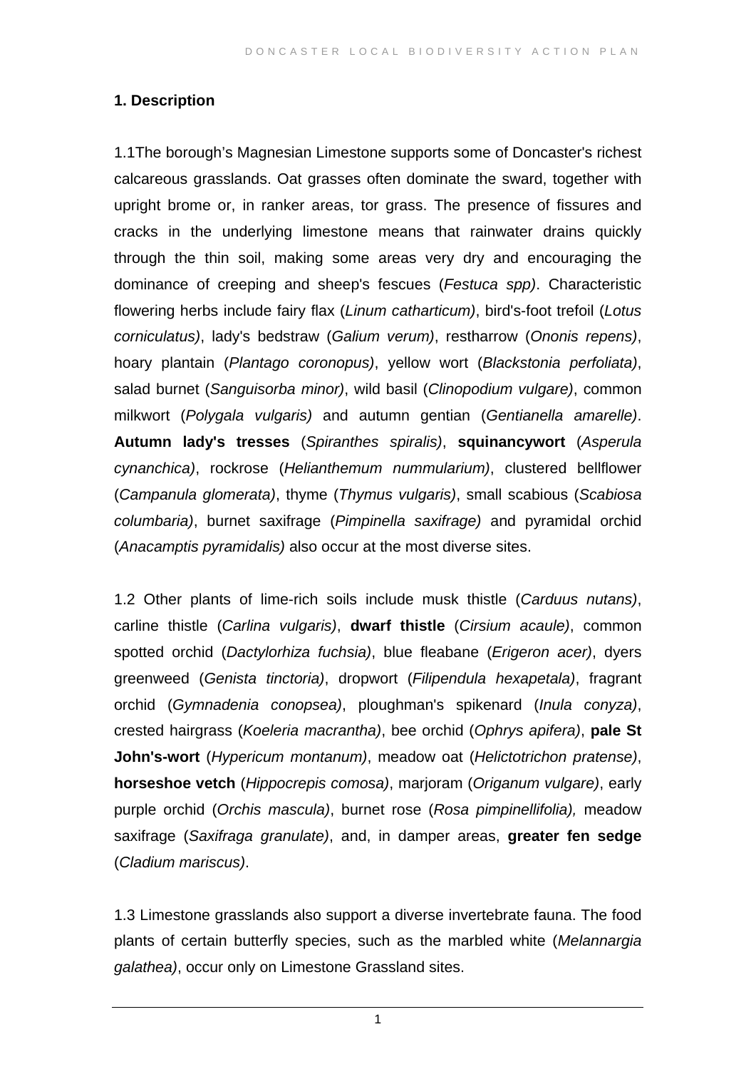## 1. Description

1.1The borough's Magnesian Limestone supports some of Doncaster's richest calcareous grasslands. Oat grasses often dominate the sward, together with upright brome or, in ranker areas, tor grass. The presence of fissures and cracks in the underlying limestone means that rainwater drains quickly through the thin soil, making some areas very dry and encouraging the dominance of creeping and sheep's fescues (*Festuca spp)*. Characteristic flowering herbs include fairy flax (*Linum catharticum)*, bird's-foot trefoil (*Lotus corniculatus)*, lady's bedstraw (*Galium verum)*, restharrow (*Ononis repens)*, hoary plantain (*Plantago coronopus)*, yellow wort (*Blackstonia perfoliata)*, salad burnet (*Sanguisorba minor)*, wild basil (*Clinopodium vulgare)*, common milkwort (*Polygala vulgaris)* and autumn gentian (*Gentianella amarelle)*. **Autumn lady's tresses** (*Spiranthes spiralis)*, **squinancywort** (*Asperula cynanchica)*, rockrose (*Helianthemum nummularium)*, clustered bellflower (*Campanula glomerata)*, thyme (*Thymus vulgaris)*, small scabious (*Scabiosa columbaria)*, burnet saxifrage (*Pimpinella saxifrage)* and pyramidal orchid (*Anacamptis pyramidalis)* also occur at the most diverse sites.

1.2 Other plants of lime-rich soils include musk thistle (*Carduus nutans)*, carline thistle (*Carlina vulgaris)*, **dwarf thistle** (*Cirsium acaule)*, common spotted orchid (*Dactylorhiza fuchsia)*, blue fleabane (*Erigeron acer)*, dyers greenweed (*Genista tinctoria)*, dropwort (*Filipendula hexapetala)*, fragrant orchid (*Gymnadenia conopsea)*, ploughman's spikenard (*Inula conyza)*, crested hairgrass (*Koeleria macrantha)*, bee orchid (*Ophrys apifera)*, **pale St John's-wort** (*Hypericum montanum)*, meadow oat (*Helictotrichon pratense)*, **horseshoe vetch** (*Hippocrepis comosa)*, marjoram (*Origanum vulgare)*, early purple orchid (*Orchis mascula)*, burnet rose (*Rosa pimpinellifolia),* meadow saxifrage (*Saxifraga granulate)*, and, in damper areas, **greater fen sedge** (*Cladium mariscus)*.

1.3 Limestone grasslands also support a diverse invertebrate fauna. The food plants of certain butterfly species, such as the marbled white (*Melannargia galathea)*, occur only on Limestone Grassland sites.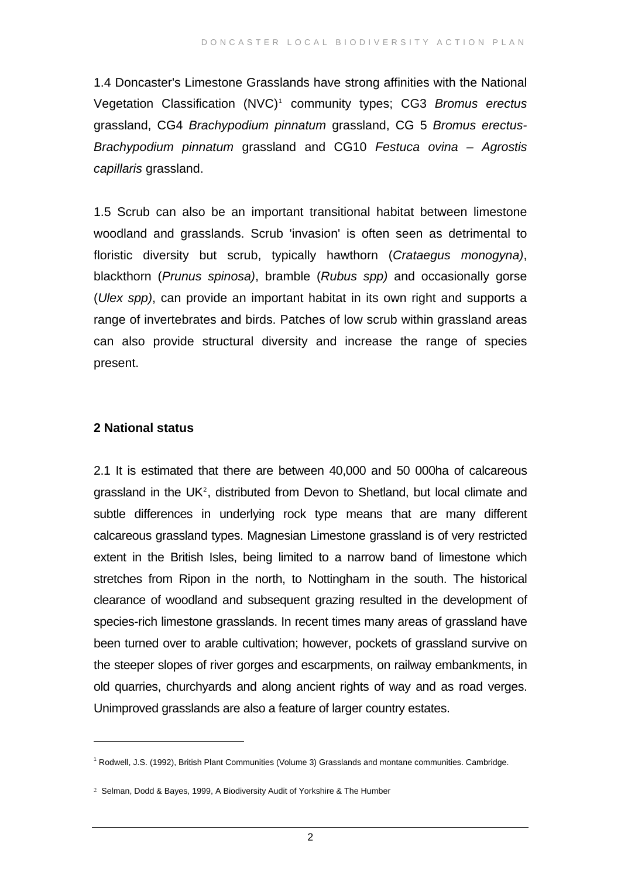1.4 Doncaster's Limestone Grasslands have strong affinities with the National Vegetation Classification (NVC)[1] community types; CG3 *Bromus erectus* grassland, CG4 *Brachypodium pinnatum* grassland, CG 5 *Bromus erectus-Brachypodium pinnatum* grassland and CG10 *Festuca ovina – Agrostis capillaris* grassland.

1.5 Scrub can also be an important transitional habitat between limestone woodland and grasslands. Scrub 'invasion' is often seen as detrimental to floristic diversity but scrub, typically hawthorn (*Crataegus monogyna)*, blackthorn (*Prunus spinosa)*, bramble (*Rubus spp)* and occasionally gorse (*Ulex spp)*, can provide an important habitat in its own right and supports a range of invertebrates and birds. Patches of low scrub within grassland areas can also provide structural diversity and increase the range of species present.

## 2 National status

2.1 It is estimated that there are between 40,000 and 50 000ha of calcareous grassland in the UK[2], distributed from Devon to Shetland, but local climate and subtle differences in underlying rock type means that are many different calcareous grassland types. Magnesian Limestone grassland is of very restricted extent in the British Isles, being limited to a narrow band of limestone which stretches from Ripon in the north, to Nottingham in the south. The historical clearance of woodland and subsequent grazing resulted in the development of species-rich limestone grasslands. In recent times many areas of grassland have been turned over to arable cultivation; however, pockets of grassland survive on the steeper slopes of river gorges and escarpments, on railway embankments, in old quarries, churchyards and along ancient rights of way and as road verges. Unimproved grasslands are also a feature of larger country estates.

---

[1] Rodwell, J.S. (1992), British Plant Communities (Volume 3) Grasslands and montane communities. Cambridge.

[2] Selman, Dodd & Bayes, 1999, A Biodiversity Audit of Yorkshire & The Humber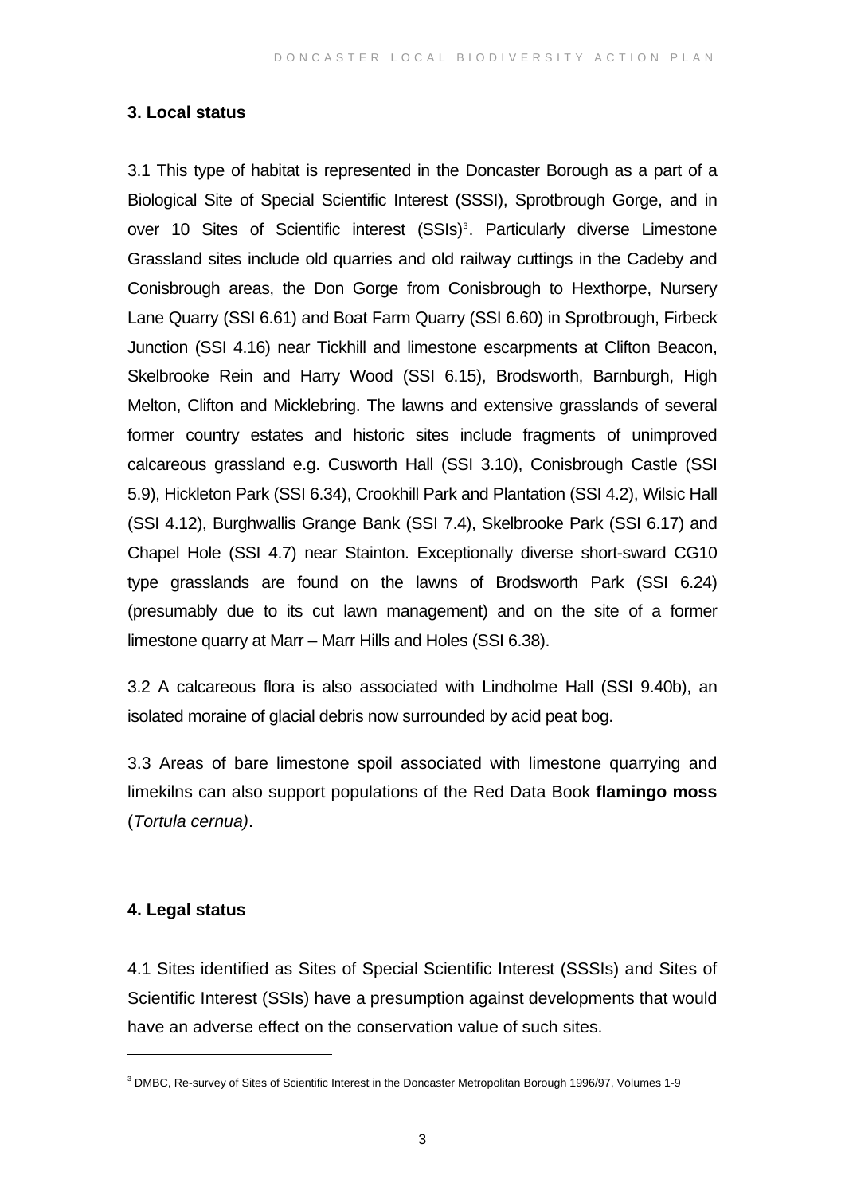## 3. Local status

3.1 This type of habitat is represented in the Doncaster Borough as a part of a Biological Site of Special Scientific Interest (SSSI), Sprotbrough Gorge, and in over 10 Sites of Scientific interest (SSIs)[3]. Particularly diverse Limestone Grassland sites include old quarries and old railway cuttings in the Cadeby and Conisbrough areas, the Don Gorge from Conisbrough to Hexthorpe, Nursery Lane Quarry (SSI 6.61) and Boat Farm Quarry (SSI 6.60) in Sprotbrough, Firbeck Junction (SSI 4.16) near Tickhill and limestone escarpments at Clifton Beacon, Skelbrooke Rein and Harry Wood (SSI 6.15), Brodsworth, Barnburgh, High Melton, Clifton and Micklebring. The lawns and extensive grasslands of several former country estates and historic sites include fragments of unimproved calcareous grassland e.g. Cusworth Hall (SSI 3.10), Conisbrough Castle (SSI 5.9), Hickleton Park (SSI 6.34), Crookhill Park and Plantation (SSI 4.2), Wilsic Hall (SSI 4.12), Burghwallis Grange Bank (SSI 7.4), Skelbrooke Park (SSI 6.17) and Chapel Hole (SSI 4.7) near Stainton. Exceptionally diverse short-sward CG10 type grasslands are found on the lawns of Brodsworth Park (SSI 6.24) (presumably due to its cut lawn management) and on the site of a former limestone quarry at Marr – Marr Hills and Holes (SSI 6.38).

3.2 A calcareous flora is also associated with Lindholme Hall (SSI 9.40b), an isolated moraine of glacial debris now surrounded by acid peat bog.

3.3 Areas of bare limestone spoil associated with limestone quarrying and limekilns can also support populations of the Red Data Book **flamingo moss** (*Tortula cernua)*.

## 4. Legal status

4.1 Sites identified as Sites of Special Scientific Interest (SSSIs) and Sites of Scientific Interest (SSIs) have a presumption against developments that would have an adverse effect on the conservation value of such sites.

---

[3] DMBC, Re-survey of Sites of Scientific Interest in the Doncaster Metropolitan Borough 1996/97, Volumes 1-9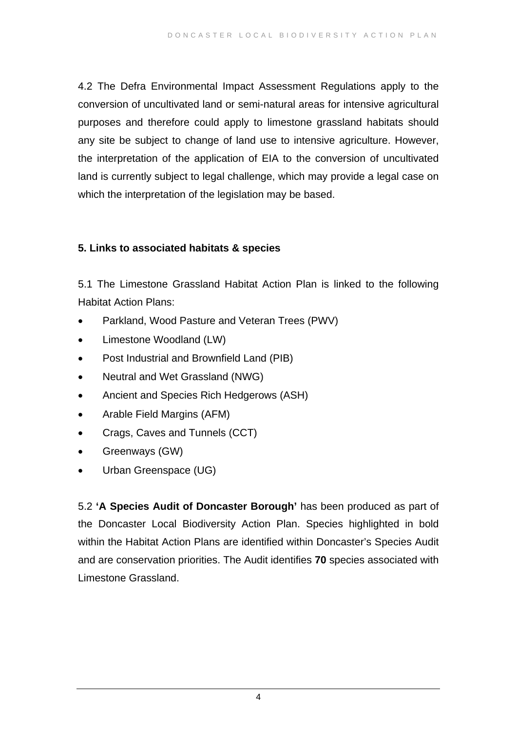4.2 The Defra Environmental Impact Assessment Regulations apply to the conversion of uncultivated land or semi-natural areas for intensive agricultural purposes and therefore could apply to limestone grassland habitats should any site be subject to change of land use to intensive agriculture. However, the interpretation of the application of EIA to the conversion of uncultivated land is currently subject to legal challenge, which may provide a legal case on which the interpretation of the legislation may be based.

## 5. Links to associated habitats & species

5.1 The Limestone Grassland Habitat Action Plan is linked to the following Habitat Action Plans:

- Parkland, Wood Pasture and Veteran Trees (PWV)
- Limestone Woodland (LW)
- Post Industrial and Brownfield Land (PIB)
- Neutral and Wet Grassland (NWG)
- Ancient and Species Rich Hedgerows (ASH)
- Arable Field Margins (AFM)
- Crags, Caves and Tunnels (CCT)
- Greenways (GW)
- Urban Greenspace (UG)

5.2 **'A Species Audit of Doncaster Borough'** has been produced as part of the Doncaster Local Biodiversity Action Plan. Species highlighted in bold within the Habitat Action Plans are identified within Doncaster's Species Audit and are conservation priorities. The Audit identifies **70** species associated with Limestone Grassland.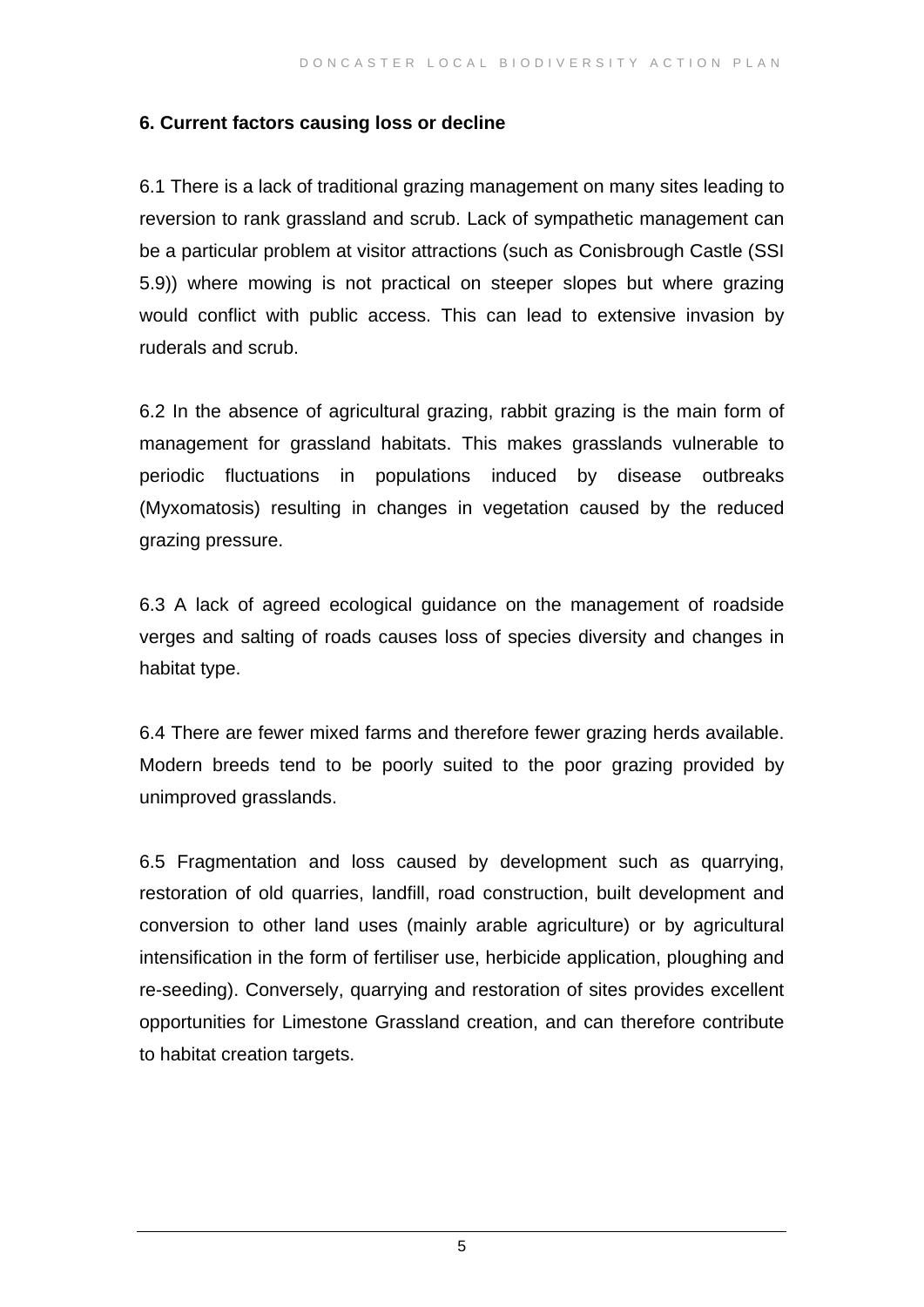## 6. Current factors causing loss or decline

6.1 There is a lack of traditional grazing management on many sites leading to reversion to rank grassland and scrub. Lack of sympathetic management can be a particular problem at visitor attractions (such as Conisbrough Castle (SSI 5.9)) where mowing is not practical on steeper slopes but where grazing would conflict with public access. This can lead to extensive invasion by ruderals and scrub.

6.2 In the absence of agricultural grazing, rabbit grazing is the main form of management for grassland habitats. This makes grasslands vulnerable to periodic fluctuations in populations induced by disease outbreaks (Myxomatosis) resulting in changes in vegetation caused by the reduced grazing pressure.

6.3 A lack of agreed ecological guidance on the management of roadside verges and salting of roads causes loss of species diversity and changes in habitat type.

6.4 There are fewer mixed farms and therefore fewer grazing herds available. Modern breeds tend to be poorly suited to the poor grazing provided by unimproved grasslands.

6.5 Fragmentation and loss caused by development such as quarrying, restoration of old quarries, landfill, road construction, built development and conversion to other land uses (mainly arable agriculture) or by agricultural intensification in the form of fertiliser use, herbicide application, ploughing and re-seeding). Conversely, quarrying and restoration of sites provides excellent opportunities for Limestone Grassland creation, and can therefore contribute to habitat creation targets.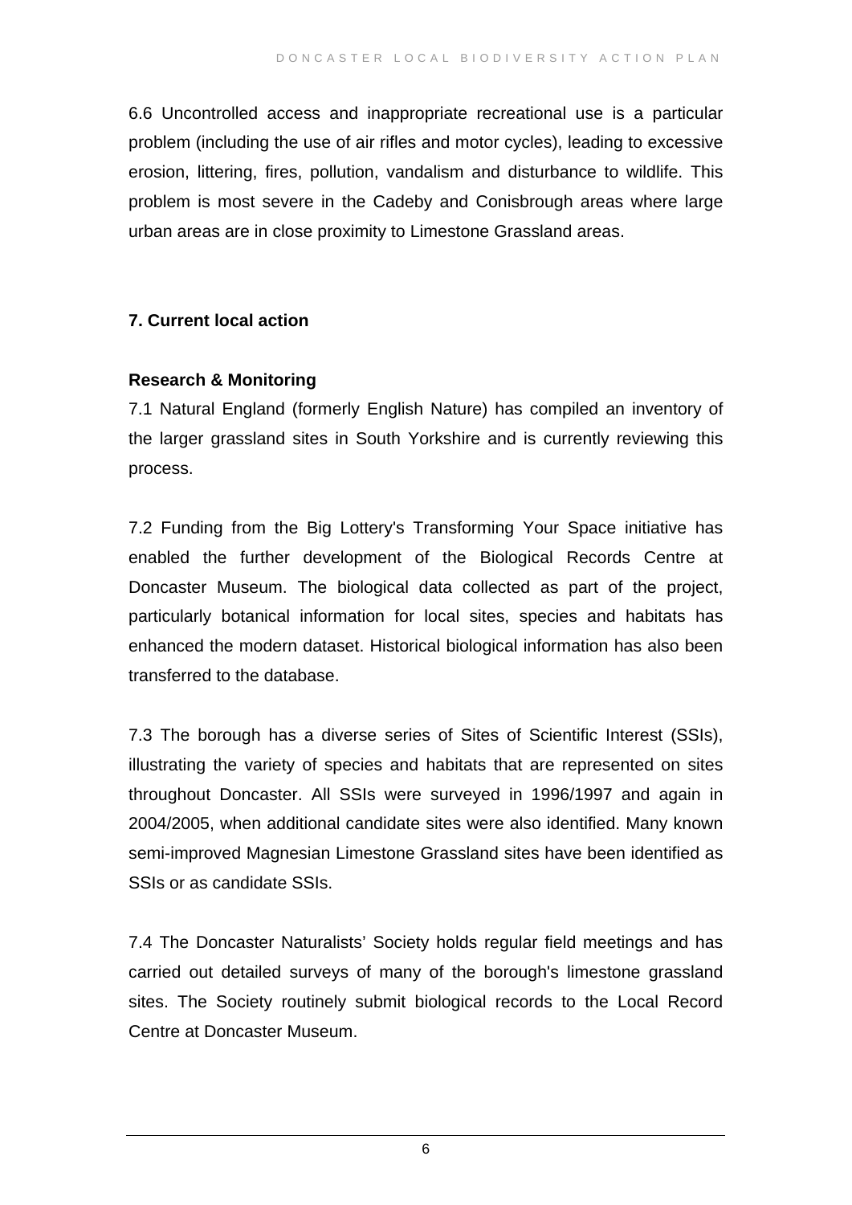6.6 Uncontrolled access and inappropriate recreational use is a particular problem (including the use of air rifles and motor cycles), leading to excessive erosion, littering, fires, pollution, vandalism and disturbance to wildlife. This problem is most severe in the Cadeby and Conisbrough areas where large urban areas are in close proximity to Limestone Grassland areas.

## 7. Current local action

### Research & Monitoring

7.1 Natural England (formerly English Nature) has compiled an inventory of the larger grassland sites in South Yorkshire and is currently reviewing this process.

7.2 Funding from the Big Lottery's Transforming Your Space initiative has enabled the further development of the Biological Records Centre at Doncaster Museum. The biological data collected as part of the project, particularly botanical information for local sites, species and habitats has enhanced the modern dataset. Historical biological information has also been transferred to the database.

7.3 The borough has a diverse series of Sites of Scientific Interest (SSIs), illustrating the variety of species and habitats that are represented on sites throughout Doncaster. All SSIs were surveyed in 1996/1997 and again in 2004/2005, when additional candidate sites were also identified. Many known semi-improved Magnesian Limestone Grassland sites have been identified as SSIs or as candidate SSIs.

7.4 The Doncaster Naturalists' Society holds regular field meetings and has carried out detailed surveys of many of the borough's limestone grassland sites. The Society routinely submit biological records to the Local Record Centre at Doncaster Museum.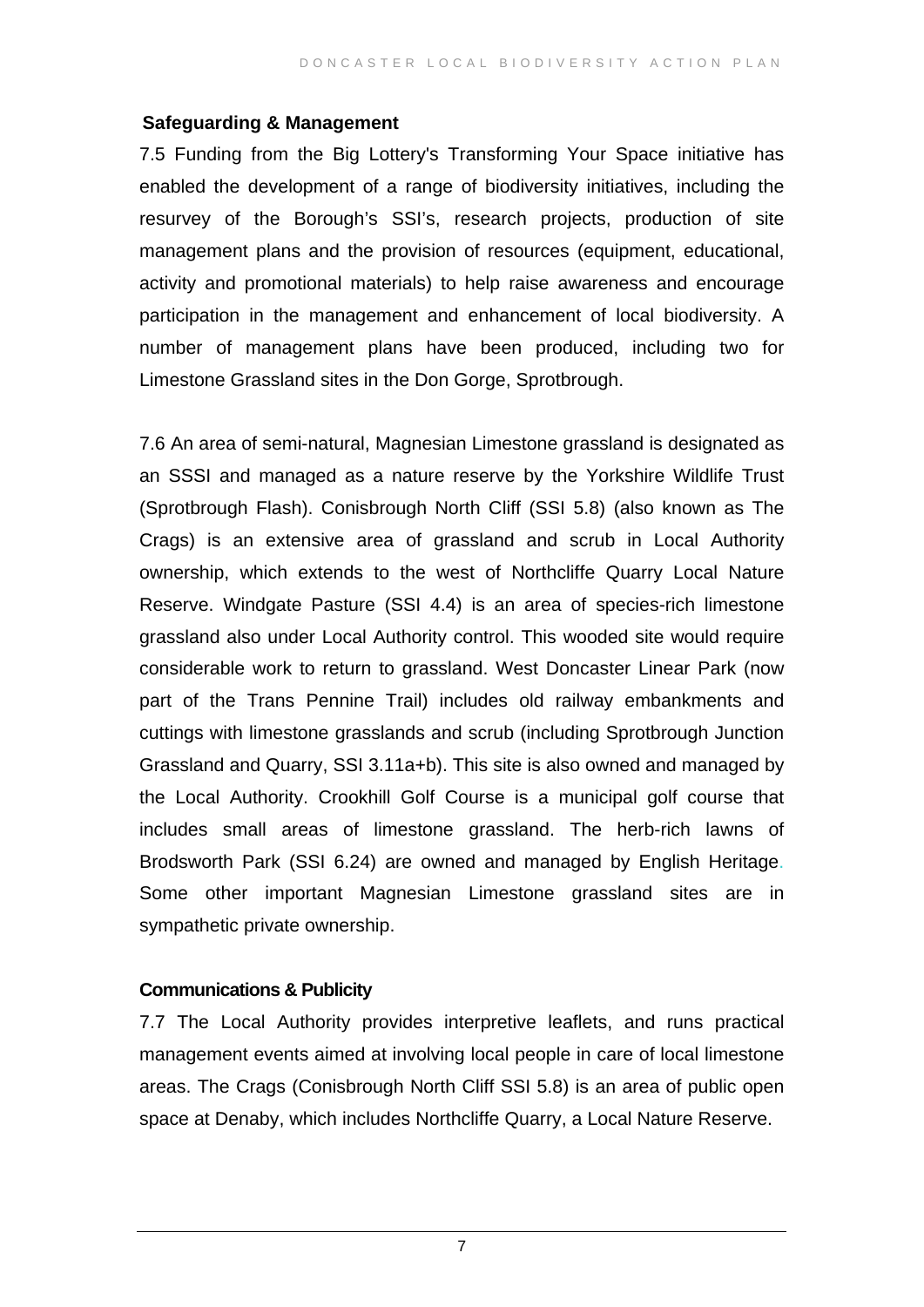## Safeguarding & Management

7.5 Funding from the Big Lottery's Transforming Your Space initiative has enabled the development of a range of biodiversity initiatives, including the resurvey of the Borough's SSI's, research projects, production of site management plans and the provision of resources (equipment, educational, activity and promotional materials) to help raise awareness and encourage participation in the management and enhancement of local biodiversity. A number of management plans have been produced, including two for Limestone Grassland sites in the Don Gorge, Sprotbrough.

7.6 An area of semi-natural, Magnesian Limestone grassland is designated as an SSSI and managed as a nature reserve by the Yorkshire Wildlife Trust (Sprotbrough Flash). Conisbrough North Cliff (SSI 5.8) (also known as The Crags) is an extensive area of grassland and scrub in Local Authority ownership, which extends to the west of Northcliffe Quarry Local Nature Reserve. Windgate Pasture (SSI 4.4) is an area of species-rich limestone grassland also under Local Authority control. This wooded site would require considerable work to return to grassland. West Doncaster Linear Park (now part of the Trans Pennine Trail) includes old railway embankments and cuttings with limestone grasslands and scrub (including Sprotbrough Junction Grassland and Quarry, SSI 3.11a+b). This site is also owned and managed by the Local Authority. Crookhill Golf Course is a municipal golf course that includes small areas of limestone grassland. The herb-rich lawns of Brodsworth Park (SSI 6.24) are owned and managed by English Heritage. Some other important Magnesian Limestone grassland sites are in sympathetic private ownership.

## Communications & Publicity

7.7 The Local Authority provides interpretive leaflets, and runs practical management events aimed at involving local people in care of local limestone areas. The Crags (Conisbrough North Cliff SSI 5.8) is an area of public open space at Denaby, which includes Northcliffe Quarry, a Local Nature Reserve.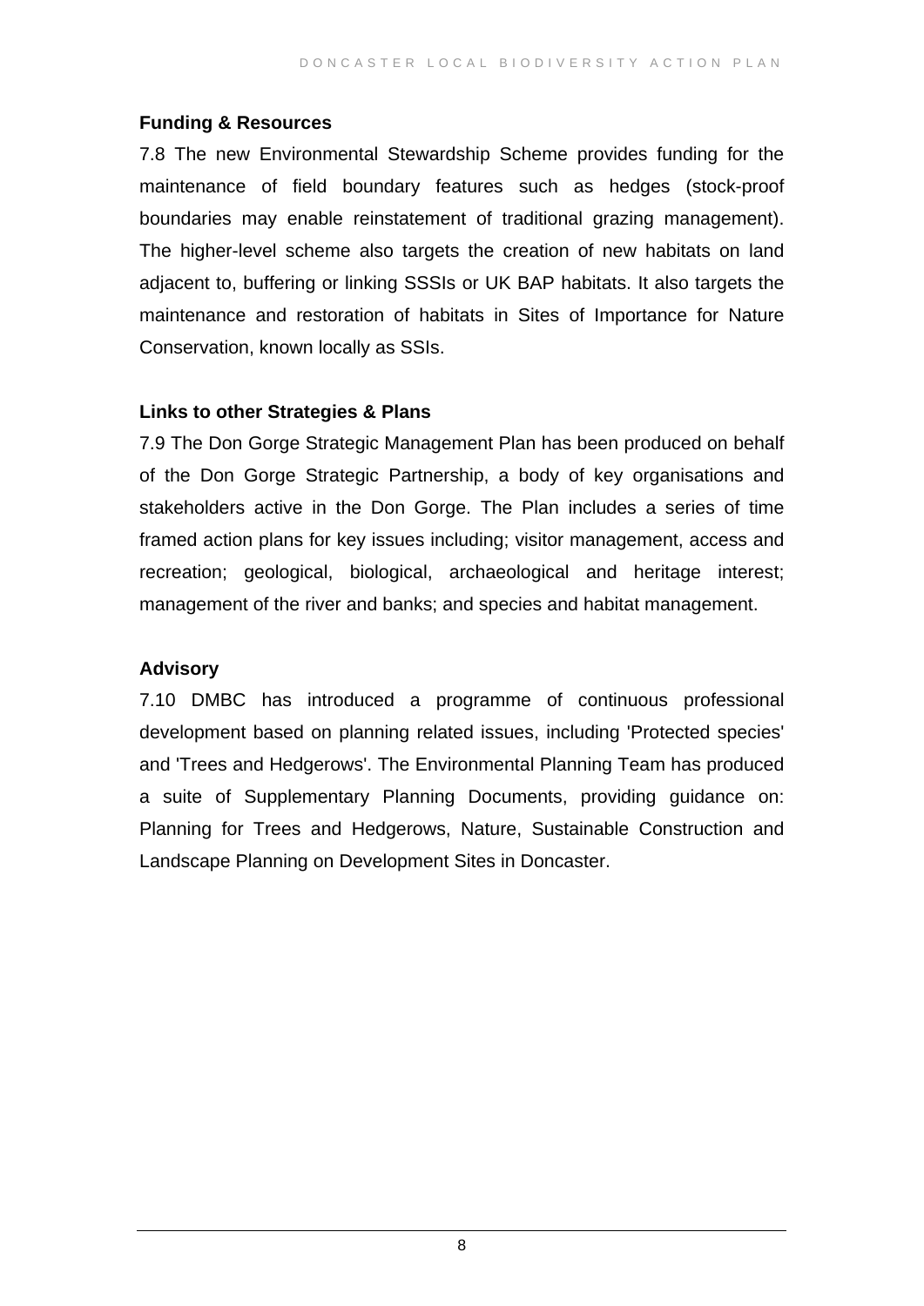### Funding & Resources

7.8 The new Environmental Stewardship Scheme provides funding for the maintenance of field boundary features such as hedges (stock-proof boundaries may enable reinstatement of traditional grazing management). The higher-level scheme also targets the creation of new habitats on land adjacent to, buffering or linking SSSIs or UK BAP habitats. It also targets the maintenance and restoration of habitats in Sites of Importance for Nature Conservation, known locally as SSIs.

### Links to other Strategies & Plans

7.9 The Don Gorge Strategic Management Plan has been produced on behalf of the Don Gorge Strategic Partnership, a body of key organisations and stakeholders active in the Don Gorge. The Plan includes a series of time framed action plans for key issues including; visitor management, access and recreation; geological, biological, archaeological and heritage interest; management of the river and banks; and species and habitat management.

### Advisory

7.10 DMBC has introduced a programme of continuous professional development based on planning related issues, including 'Protected species' and 'Trees and Hedgerows'. The Environmental Planning Team has produced a suite of Supplementary Planning Documents, providing guidance on: Planning for Trees and Hedgerows, Nature, Sustainable Construction and Landscape Planning on Development Sites in Doncaster.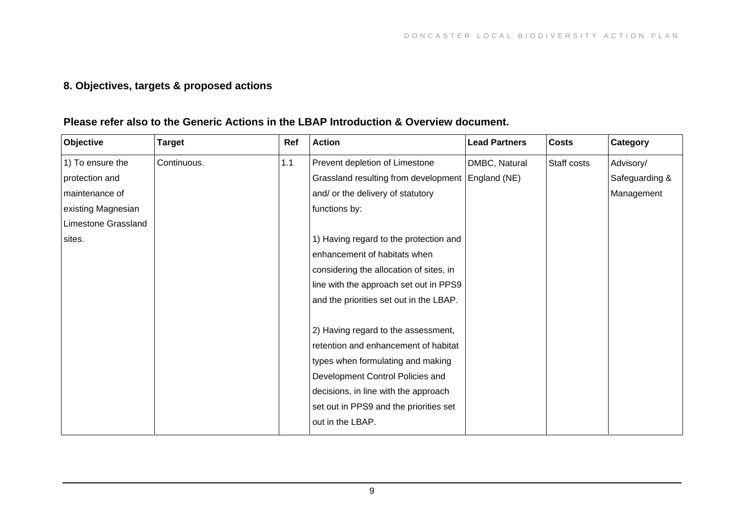## 8. Objectives, targets & proposed actions

### Please refer also to the Generic Actions in the LBAP Introduction & Overview document.

| Objective | Target | Ref | Action | Lead Partners | Costs | Category |
|---|---|---|---|---|---|---|
| 1) To ensure the protection and maintenance of existing Magnesian Limestone Grassland sites. | Continuous. | 1.1 | Prevent depletion of Limestone Grassland resulting from development and/ or the delivery of statutory functions by:<br><br>1) Having regard to the protection and enhancement of habitats when considering the allocation of sites, in line with the approach set out in PPS9 and the priorities set out in the LBAP.<br><br>2) Having regard to the assessment, retention and enhancement of habitat types when formulating and making Development Control Policies and decisions, in line with the approach set out in PPS9 and the priorities set out in the LBAP. | DMBC, Natural England (NE) | Staff costs | Advisory/ Safeguarding & Management |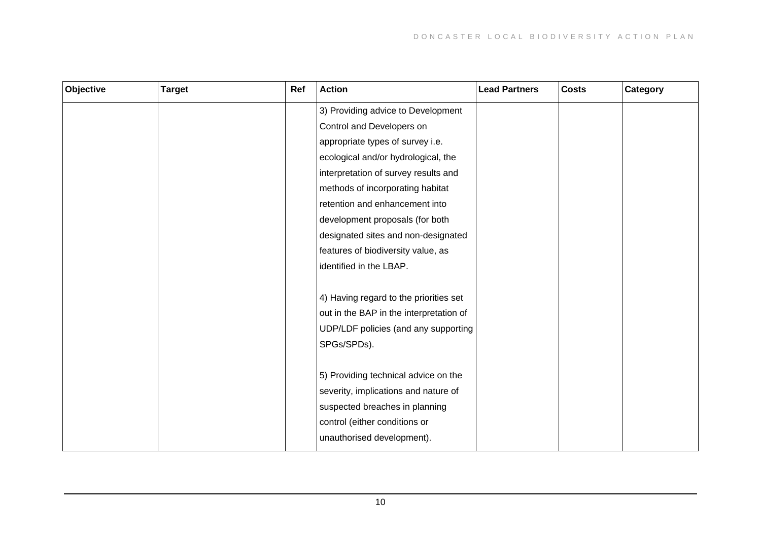| Objective | Target | Ref | Action | Lead Partners | Costs | Category |
|---|---|---|---|---|---|---|
| | | | 3) Providing advice to Development Control and Developers on appropriate types of survey i.e. ecological and/or hydrological, the interpretation of survey results and methods of incorporating habitat retention and enhancement into development proposals (for both designated sites and non-designated features of biodiversity value, as identified in the LBAP.<br><br>4) Having regard to the priorities set out in the BAP in the interpretation of UDP/LDF policies (and any supporting SPGs/SPDs).<br><br>5) Providing technical advice on the severity, implications and nature of suspected breaches in planning control (either conditions or unauthorised development). | | | |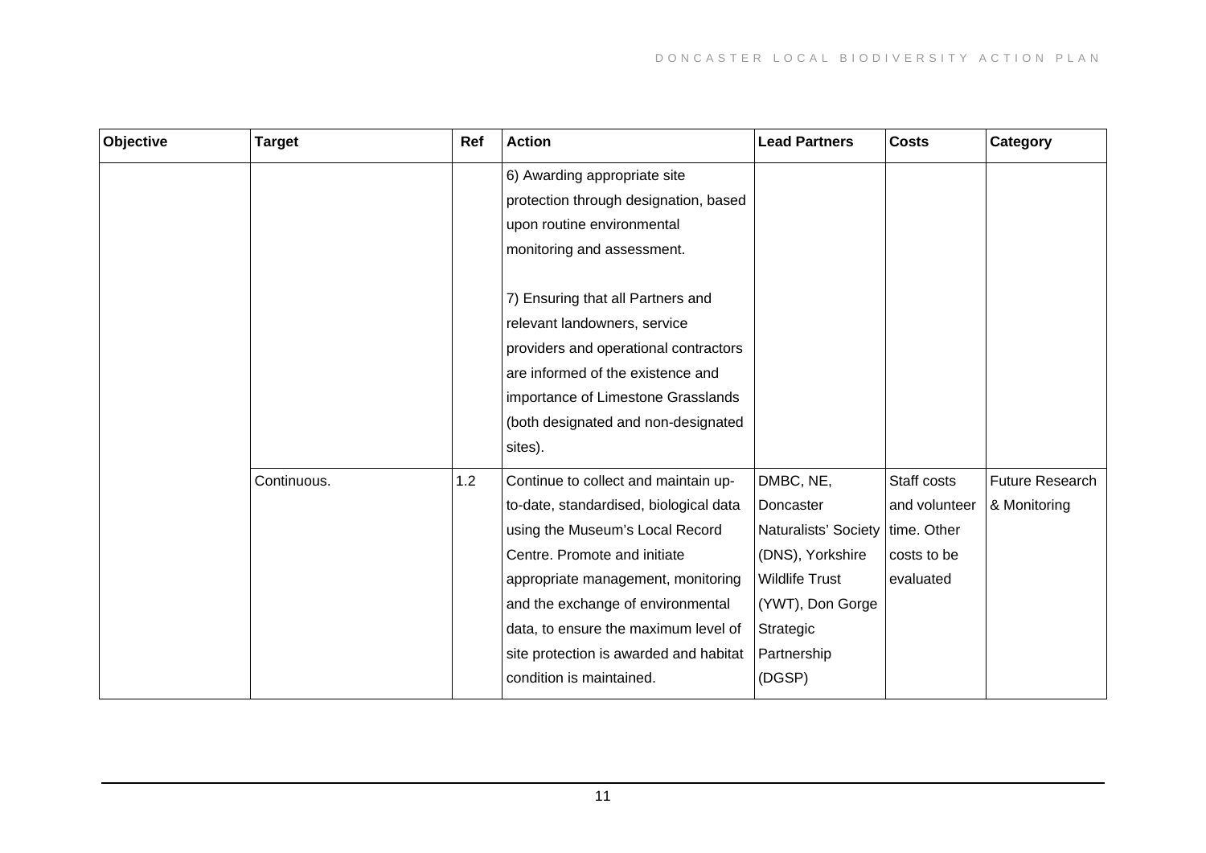| Objective | Target | Ref | Action | Lead Partners | Costs | Category |
|---|---|---|---|---|---|---|
| | | | 6) Awarding appropriate site protection through designation, based upon routine environmental monitoring and assessment.<br><br>7) Ensuring that all Partners and relevant landowners, service providers and operational contractors are informed of the existence and importance of Limestone Grasslands (both designated and non-designated sites). | | | |
| | Continuous. | 1.2 | Continue to collect and maintain up-to-date, standardised, biological data using the Museum's Local Record Centre. Promote and initiate appropriate management, monitoring and the exchange of environmental data, to ensure the maximum level of site protection is awarded and habitat condition is maintained. | DMBC, NE, Doncaster Naturalists' Society (DNS), Yorkshire Wildlife Trust (YWT), Don Gorge Strategic Partnership (DGSP) | Staff costs and volunteer time. Other costs to be evaluated | Future Research & Monitoring |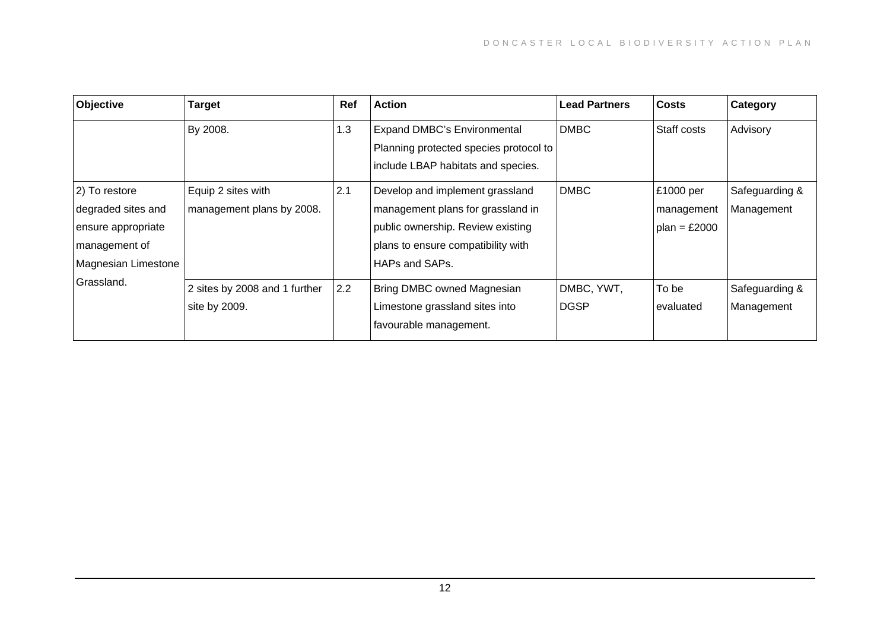| Objective | Target | Ref | Action | Lead Partners | Costs | Category |
|---|---|---|---|---|---|---|
| | By 2008. | 1.3 | Expand DMBC's Environmental Planning protected species protocol to include LBAP habitats and species. | DMBC | Staff costs | Advisory |
| 2) To restore degraded sites and ensure appropriate management of Magnesian Limestone Grassland. | Equip 2 sites with management plans by 2008. | 2.1 | Develop and implement grassland management plans for grassland in public ownership. Review existing plans to ensure compatibility with HAPs and SAPs. | DMBC | £1000 per management plan = £2000 | Safeguarding & Management |
| | 2 sites by 2008 and 1 further site by 2009. | 2.2 | Bring DMBC owned Magnesian Limestone grassland sites into favourable management. | DMBC, YWT, DGSP | To be evaluated | Safeguarding & Management |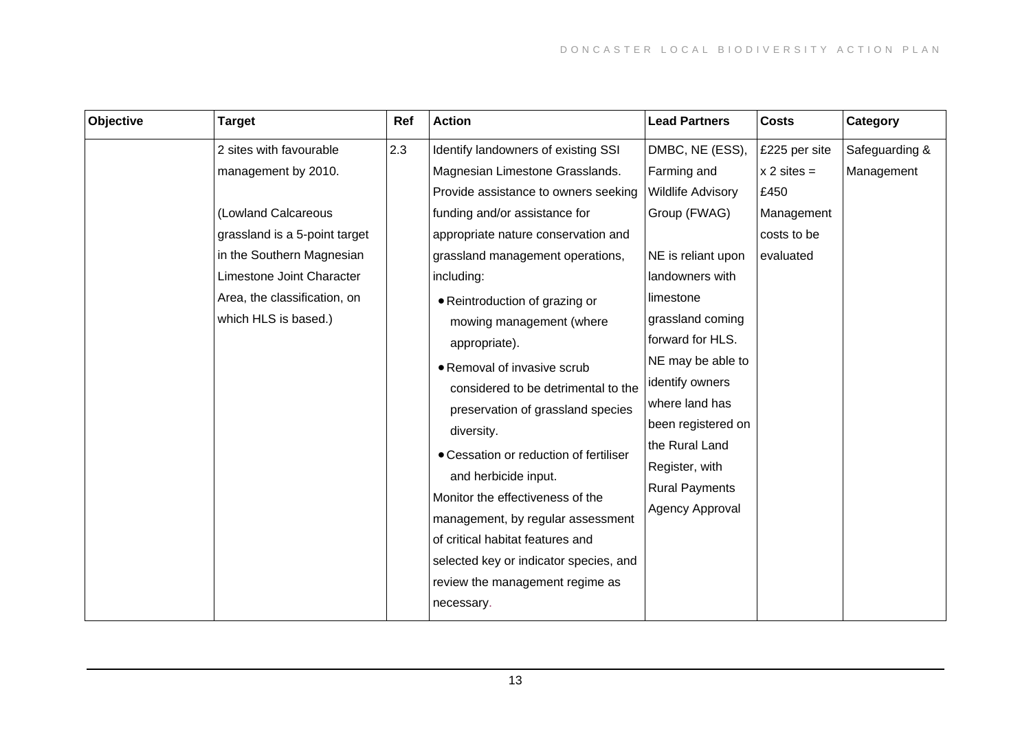| Objective | Target | Ref | Action | Lead Partners | Costs | Category |
|---|---|---|---|---|---|---|
| | 2 sites with favourable management by 2010.<br><br>(Lowland Calcareous grassland is a 5-point target in the Southern Magnesian Limestone Joint Character Area, the classification, on which HLS is based.) | 2.3 | Identify landowners of existing SSI Magnesian Limestone Grasslands. Provide assistance to owners seeking funding and/or assistance for appropriate nature conservation and grassland management operations, including:<br>• Reintroduction of grazing or mowing management (where appropriate).<br>• Removal of invasive scrub considered to be detrimental to the preservation of grassland species diversity.<br>• Cessation or reduction of fertiliser and herbicide input.<br>Monitor the effectiveness of the management, by regular assessment of critical habitat features and selected key or indicator species, and review the management regime as necessary. | DMBC, NE (ESS), Farming and Wildlife Advisory Group (FWAG)<br><br>NE is reliant upon landowners with limestone grassland coming forward for HLS. NE may be able to identify owners where land has been registered on the Rural Land Register, with Rural Payments Agency Approval | £225 per site x 2 sites = £450<br>Management costs to be evaluated | Safeguarding & Management |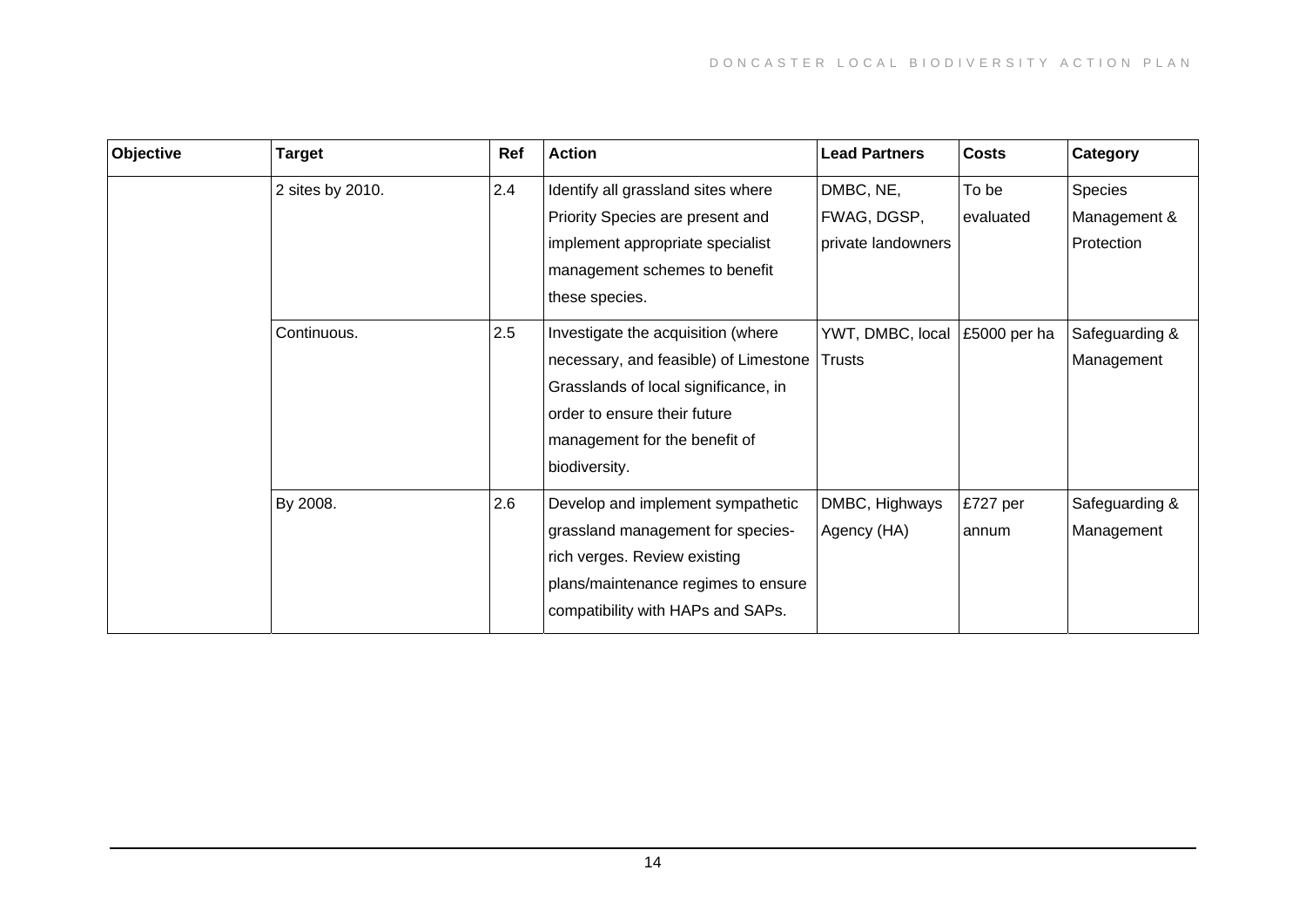| Objective | Target | Ref | Action | Lead Partners | Costs | Category |
|---|---|---|---|---|---|---|
| | 2 sites by 2010. | 2.4 | Identify all grassland sites where Priority Species are present and implement appropriate specialist management schemes to benefit these species. | DMBC, NE, FWAG, DGSP, private landowners | To be evaluated | Species Management & Protection |
| | Continuous. | 2.5 | Investigate the acquisition (where necessary, and feasible) of Limestone Grasslands of local significance, in order to ensure their future management for the benefit of biodiversity. | YWT, DMBC, local Trusts | £5000 per ha | Safeguarding & Management |
| | By 2008. | 2.6 | Develop and implement sympathetic grassland management for species-rich verges. Review existing plans/maintenance regimes to ensure compatibility with HAPs and SAPs. | DMBC, Highways Agency (HA) | £727 per annum | Safeguarding & Management |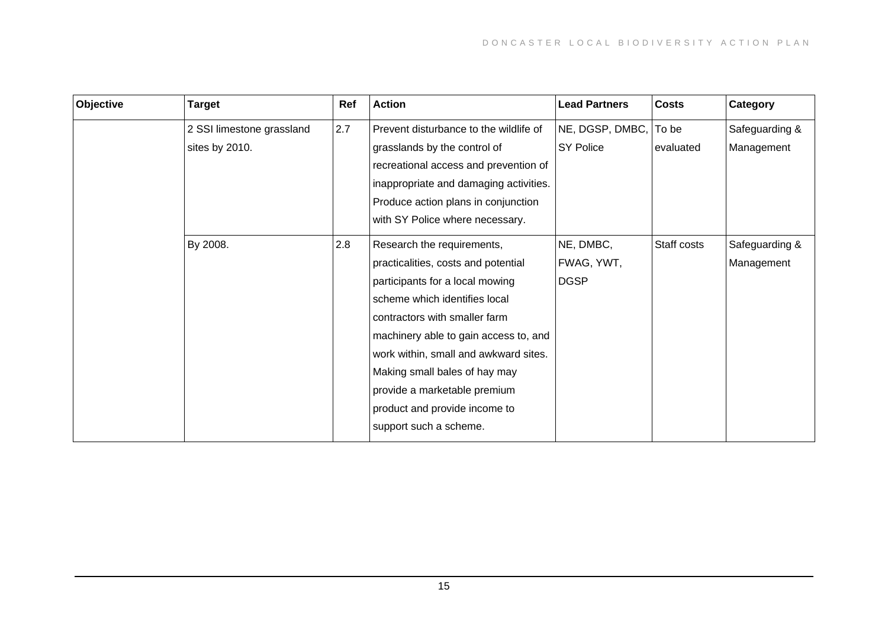| Objective | Target | Ref | Action | Lead Partners | Costs | Category |
|---|---|---|---|---|---|---|
| | 2 SSI limestone grassland sites by 2010. | 2.7 | Prevent disturbance to the wildlife of grasslands by the control of recreational access and prevention of inappropriate and damaging activities. Produce action plans in conjunction with SY Police where necessary. | NE, DGSP, DMBC, SY Police | To be evaluated | Safeguarding & Management |
| | By 2008. | 2.8 | Research the requirements, practicalities, costs and potential participants for a local mowing scheme which identifies local contractors with smaller farm machinery able to gain access to, and work within, small and awkward sites. Making small bales of hay may provide a marketable premium product and provide income to support such a scheme. | NE, DMBC, FWAG, YWT, DGSP | Staff costs | Safeguarding & Management |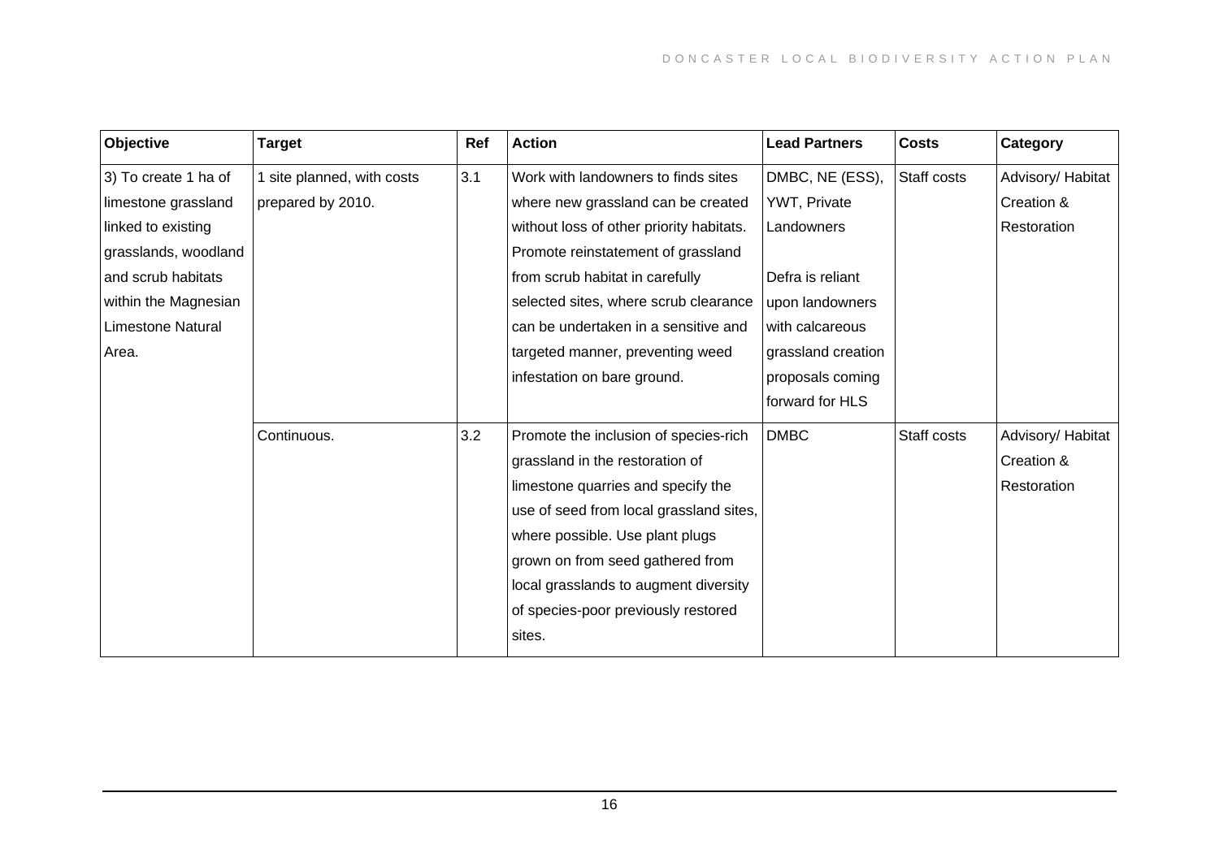| Objective | Target | Ref | Action | Lead Partners | Costs | Category |
|---|---|---|---|---|---|---|
| 3) To create 1 ha of limestone grassland linked to existing grasslands, woodland and scrub habitats within the Magnesian Limestone Natural Area. | 1 site planned, with costs prepared by 2010. | 3.1 | Work with landowners to finds sites where new grassland can be created without loss of other priority habitats. Promote reinstatement of grassland from scrub habitat in carefully selected sites, where scrub clearance can be undertaken in a sensitive and targeted manner, preventing weed infestation on bare ground. | DMBC, NE (ESS), YWT, Private Landowners<br><br>Defra is reliant upon landowners with calcareous grassland creation proposals coming forward for HLS | Staff costs | Advisory/ Habitat Creation & Restoration |
| | Continuous. | 3.2 | Promote the inclusion of species-rich grassland in the restoration of limestone quarries and specify the use of seed from local grassland sites, where possible. Use plant plugs grown on from seed gathered from local grasslands to augment diversity of species-poor previously restored sites. | DMBC | Staff costs | Advisory/ Habitat Creation & Restoration |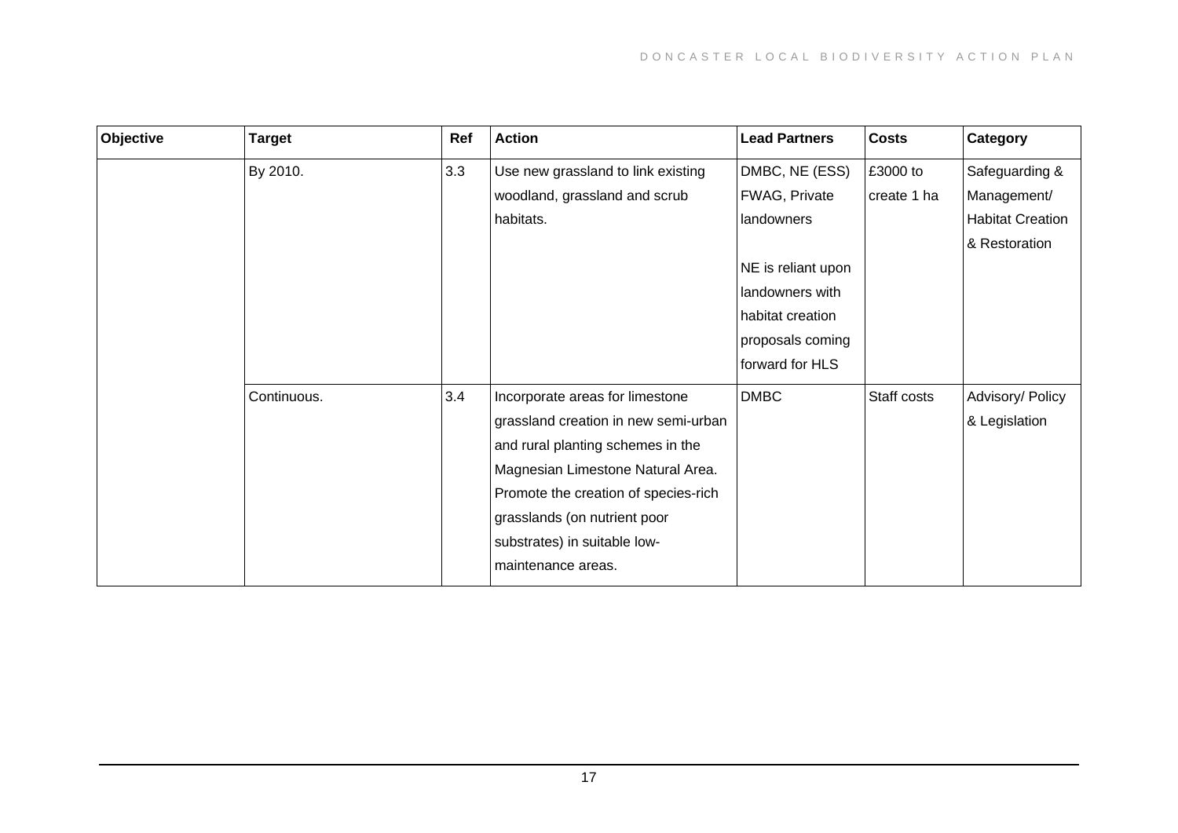| Objective | Target | Ref | Action | Lead Partners | Costs | Category |
|---|---|---|---|---|---|---|
| | By 2010. | 3.3 | Use new grassland to link existing woodland, grassland and scrub habitats. | DMBC, NE (ESS) FWAG, Private landowners<br><br>NE is reliant upon landowners with habitat creation proposals coming forward for HLS | £3000 to create 1 ha | Safeguarding & Management/ Habitat Creation & Restoration |
| | Continuous. | 3.4 | Incorporate areas for limestone grassland creation in new semi-urban and rural planting schemes in the Magnesian Limestone Natural Area. Promote the creation of species-rich grasslands (on nutrient poor substrates) in suitable low-maintenance areas. | DMBC | Staff costs | Advisory/ Policy & Legislation |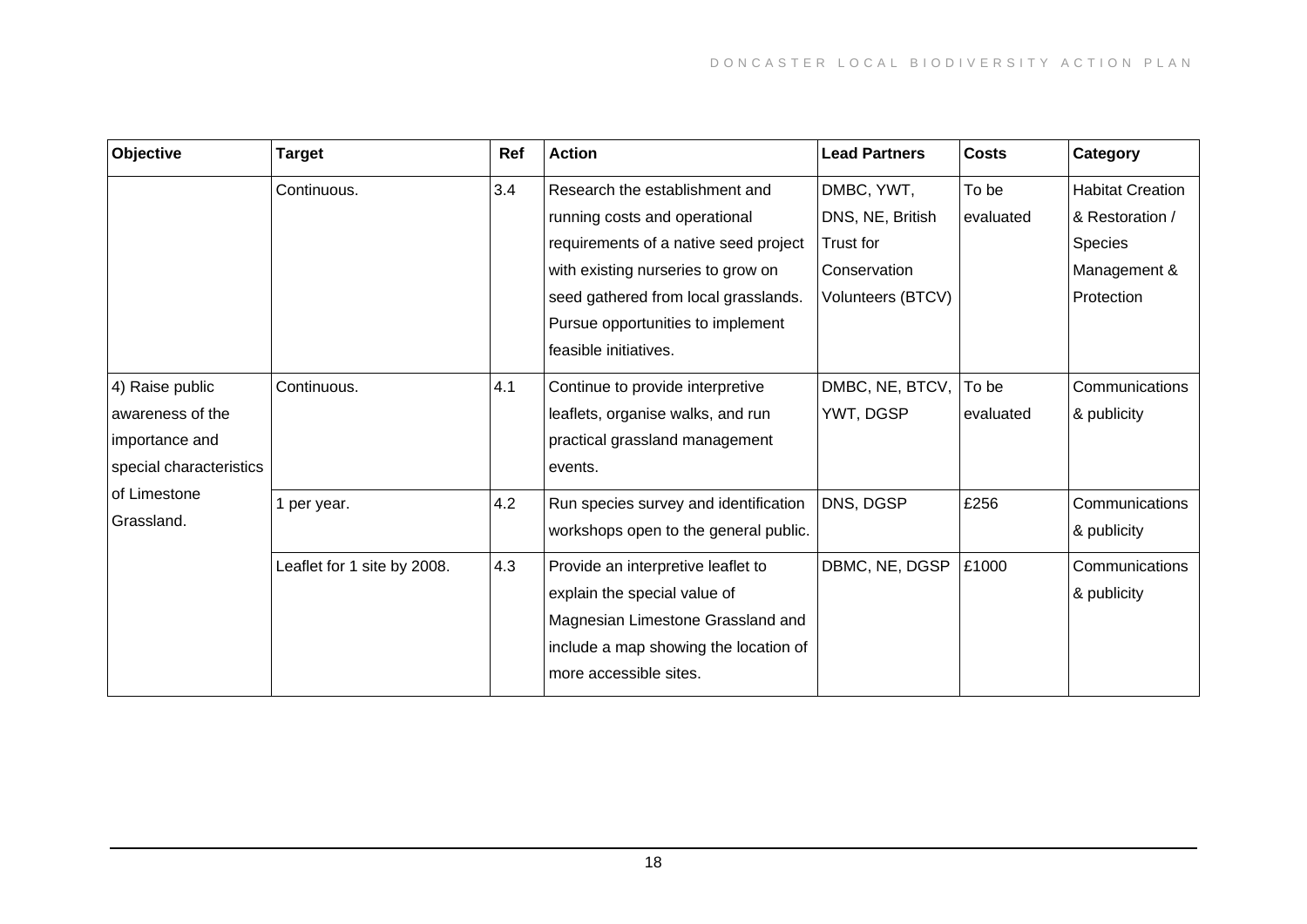| Objective | Target | Ref | Action | Lead Partners | Costs | Category |
|---|---|---|---|---|---|---|
| | Continuous. | 3.4 | Research the establishment and running costs and operational requirements of a native seed project with existing nurseries to grow on seed gathered from local grasslands. Pursue opportunities to implement feasible initiatives. | DMBC, YWT, DNS, NE, British Trust for Conservation Volunteers (BTCV) | To be evaluated | Habitat Creation & Restoration / Species Management & Protection |
| 4) Raise public awareness of the importance and special characteristics of Limestone Grassland. | Continuous. | 4.1 | Continue to provide interpretive leaflets, organise walks, and run practical grassland management events. | DMBC, NE, BTCV, YWT, DGSP | To be evaluated | Communications & publicity |
| | 1 per year. | 4.2 | Run species survey and identification workshops open to the general public. | DNS, DGSP | £256 | Communications & publicity |
| | Leaflet for 1 site by 2008. | 4.3 | Provide an interpretive leaflet to explain the special value of Magnesian Limestone Grassland and include a map showing the location of more accessible sites. | DBMC, NE, DGSP | £1000 | Communications & publicity |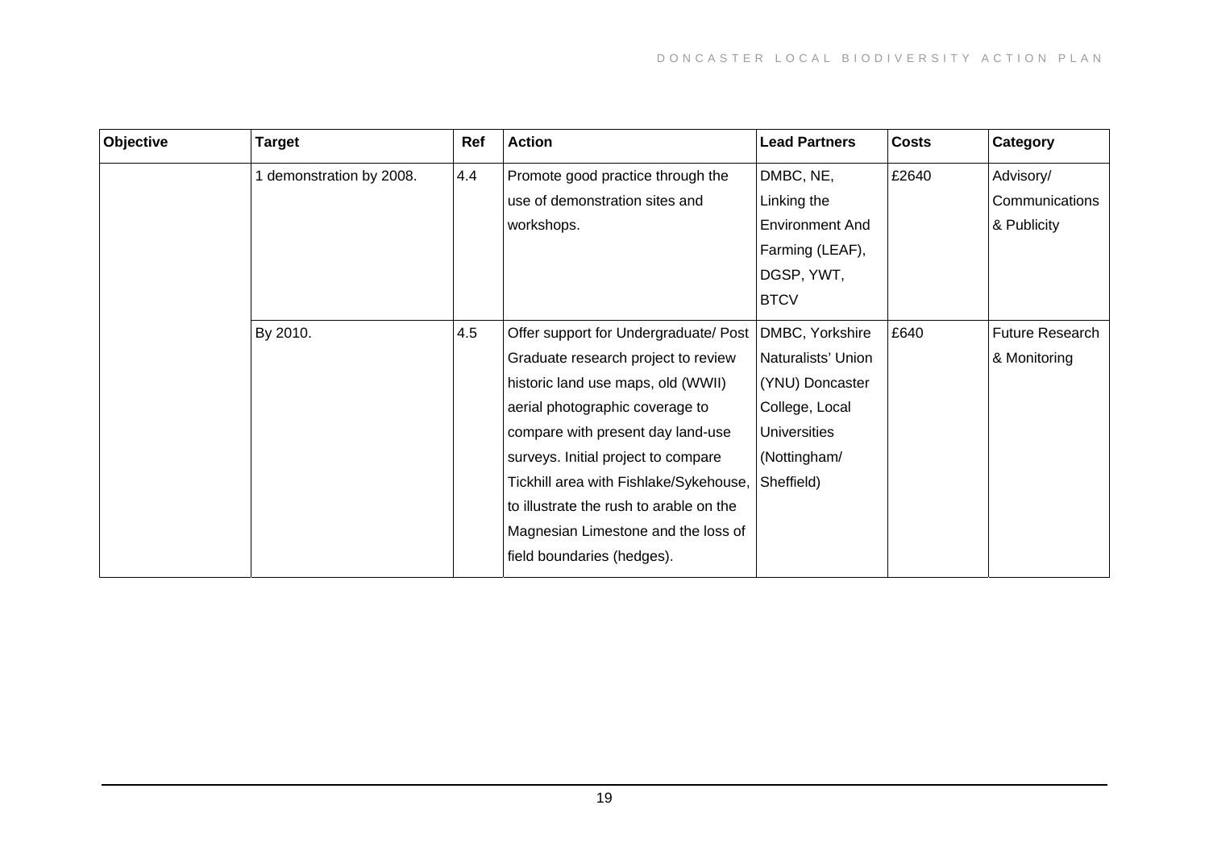| Objective | Target | Ref | Action | Lead Partners | Costs | Category |
|---|---|---|---|---|---|---|
| | 1 demonstration by 2008. | 4.4 | Promote good practice through the use of demonstration sites and workshops. | DMBC, NE, Linking the Environment And Farming (LEAF), DGSP, YWT, BTCV | £2640 | Advisory/ Communications & Publicity |
| | By 2010. | 4.5 | Offer support for Undergraduate/ Post Graduate research project to review historic land use maps, old (WWII) aerial photographic coverage to compare with present day land-use surveys. Initial project to compare Tickhill area with Fishlake/Sykehouse, to illustrate the rush to arable on the Magnesian Limestone and the loss of field boundaries (hedges). | DMBC, Yorkshire Naturalists' Union (YNU) Doncaster College, Local Universities (Nottingham/ Sheffield) | £640 | Future Research & Monitoring |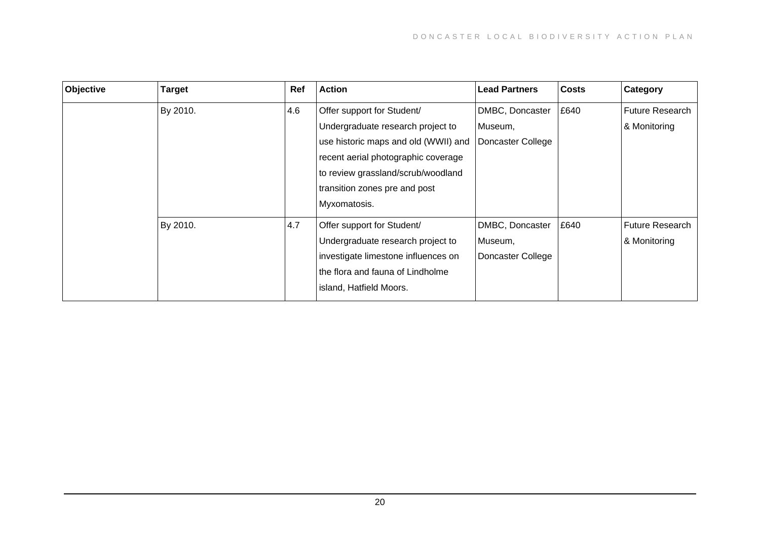| Objective | Target | Ref | Action | Lead Partners | Costs | Category |
|---|---|---|---|---|---|---|
| | By 2010. | 4.6 | Offer support for Student/ Undergraduate research project to use historic maps and old (WWII) and recent aerial photographic coverage to review grassland/scrub/woodland transition zones pre and post Myxomatosis. | DMBC, Doncaster Museum, Doncaster College | £640 | Future Research & Monitoring |
| | By 2010. | 4.7 | Offer support for Student/ Undergraduate research project to investigate limestone influences on the flora and fauna of Lindholme island, Hatfield Moors. | DMBC, Doncaster Museum, Doncaster College | £640 | Future Research & Monitoring |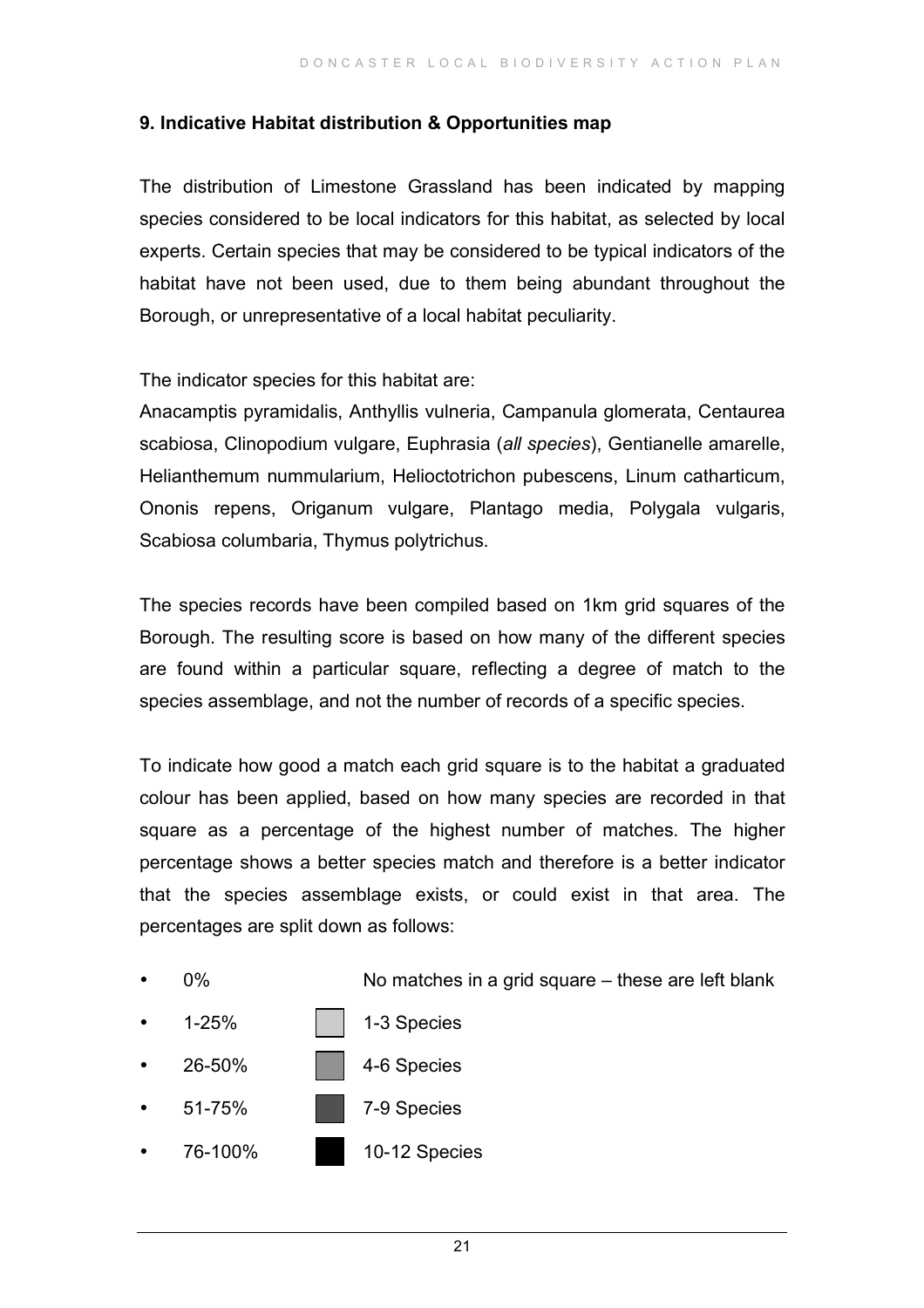## 9. Indicative Habitat distribution & Opportunities map

The distribution of Limestone Grassland has been indicated by mapping species considered to be local indicators for this habitat, as selected by local experts. Certain species that may be considered to be typical indicators of the habitat have not been used, due to them being abundant throughout the Borough, or unrepresentative of a local habitat peculiarity.

The indicator species for this habitat are:
Anacamptis pyramidalis, Anthyllis vulneria, Campanula glomerata, Centaurea scabiosa, Clinopodium vulgare, Euphrasia (*all species*), Gentianelle amarelle, Helianthemum nummularium, Helioctotrichon pubescens, Linum catharticum, Ononis repens, Origanum vulgare, Plantago media, Polygala vulgaris, Scabiosa columbaria, Thymus polytrichus.

The species records have been compiled based on 1km grid squares of the Borough. The resulting score is based on how many of the different species are found within a particular square, reflecting a degree of match to the species assemblage, and not the number of records of a specific species.

To indicate how good a match each grid square is to the habitat a graduated colour has been applied, based on how many species are recorded in that square as a percentage of the highest number of matches. The higher percentage shows a better species match and therefore is a better indicator that the species assemblage exists, or could exist in that area. The percentages are split down as follows:

- 0% — No matches in a grid square – these are left blank
- 1-25% — 1-3 Species
- 26-50% — 4-6 Species
- 51-75% — 7-9 Species
- 76-100% — 10-12 Species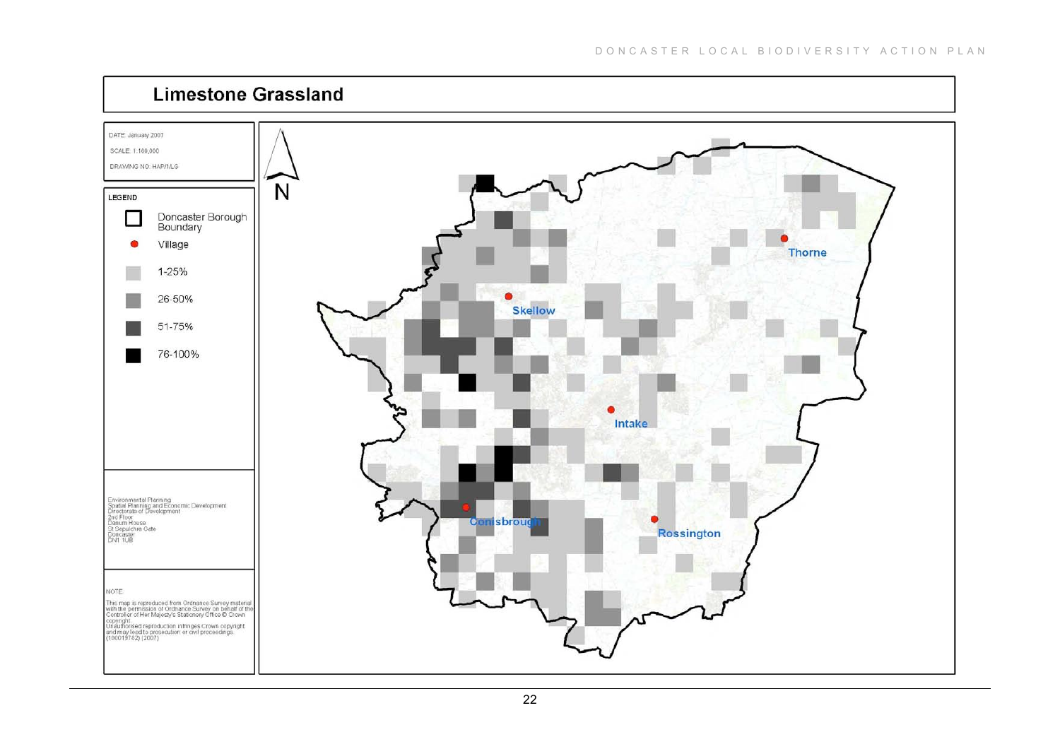# Limestone Grassland

DATE: January 2007

SCALE: 1:100,000

DRAWING NO: HAP/1/LG

LEGEND

Doncaster Borough Boundary

Village

1-25%

26-50%

51-75%

76-100%

Environmental Planning
Spatial Planning and Economic Development
Directorate of Development
2nd Floor
Danum House
St Sepulchre Gate
Doncaster
DN1 1UB

NOTE:

This map is reproduced from Ordnance Survey material with the permission of Ordnance Survey on behalf of the Controller of Her Majesty's Stationery Office © Crown copyright.
Unauthorised reproduction infringes Crown copyright and may lead to prosecution or civil proceedings.
(100019782) (2007)

N

Thorne

Skellow

Intake

Conisbrough

Rossington